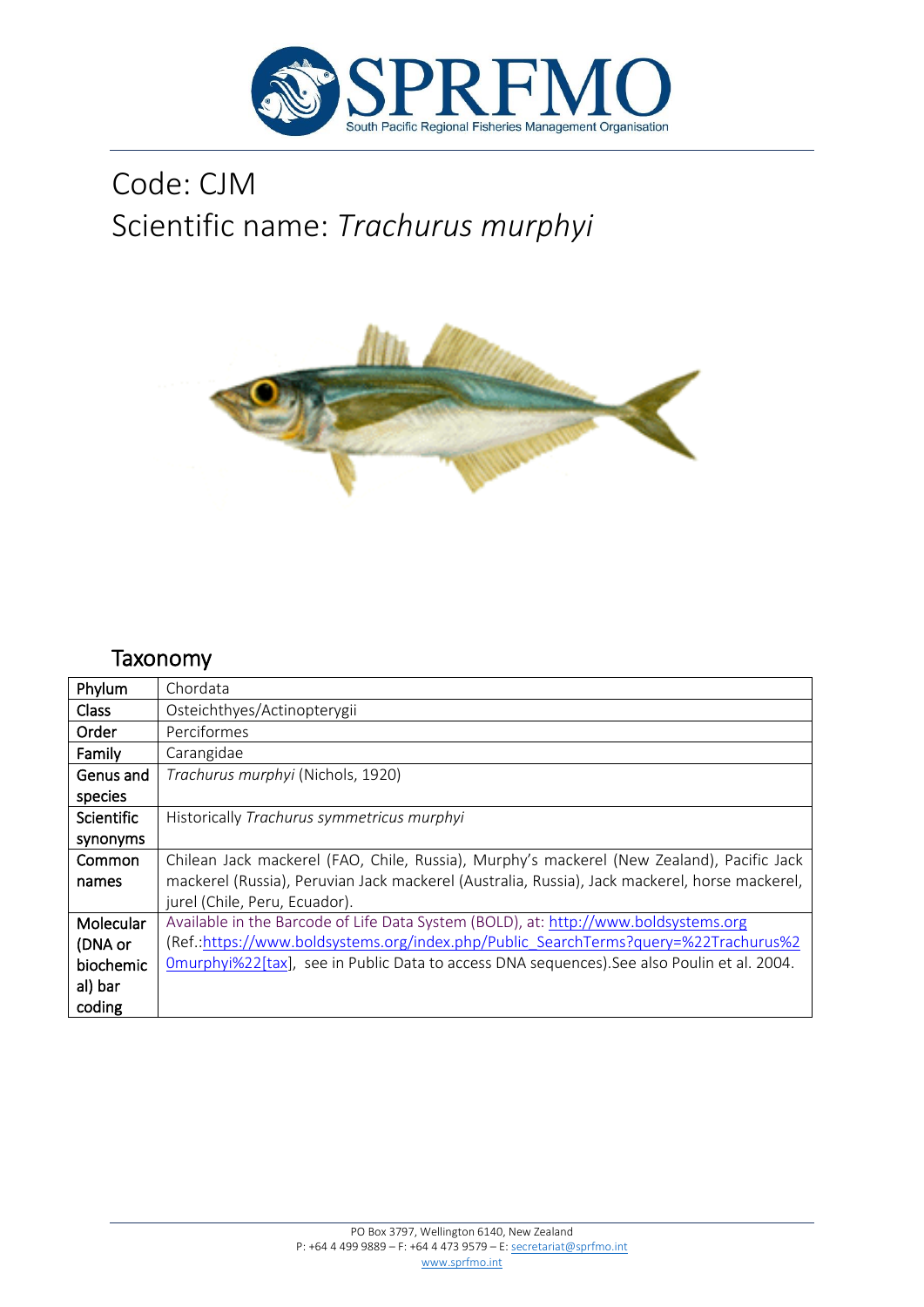# Code: CJM
# Scientific name: *Trachurus murphyi*

## Taxonomy

| | |
|---|---|
| Phylum | Chordata |
| Class | Osteichthyes/Actinopterygii |
| Order | Perciformes |
| Family | Carangidae |
| Genus and species | *Trachurus murphyi* (Nichols, 1920) |
| Scientific synonyms | Historically *Trachurus symmetricus murphyi* |
| Common names | Chilean Jack mackerel (FAO, Chile, Russia), Murphy's mackerel (New Zealand), Pacific Jack mackerel (Russia), Peruvian Jack mackerel (Australia, Russia), Jack mackerel, horse mackerel, jurel (Chile, Peru, Ecuador). |
| Molecular (DNA or biochemical) bar coding | Available in the Barcode of Life Data System (BOLD), at: http://www.boldsystems.org (Ref.:https://www.boldsystems.org/index.php/Public_SearchTerms?query=%22Trachurus%20murphyi%22[tax], see in Public Data to access DNA sequences).See also Poulin et al. 2004. |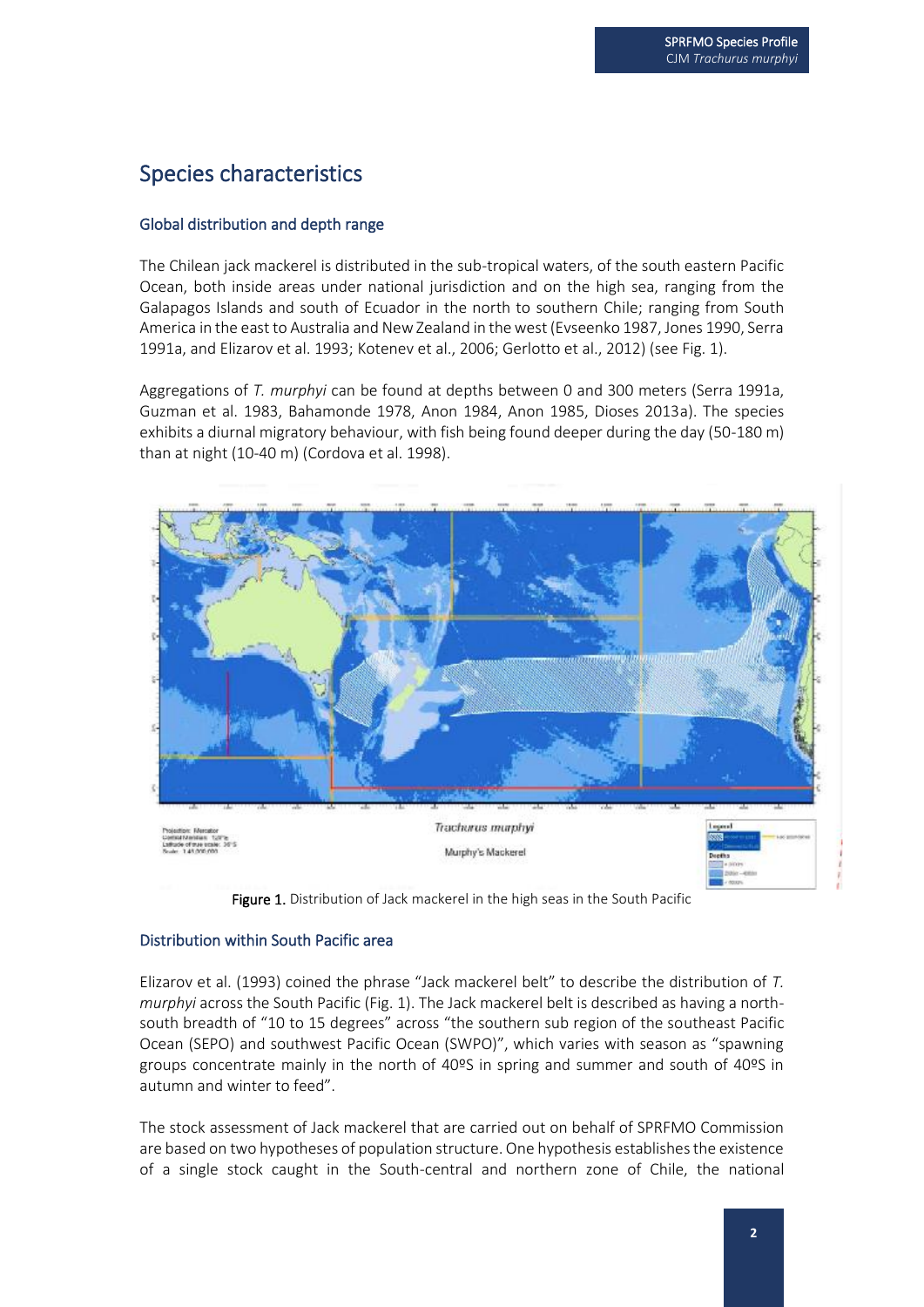# Species characteristics

## Global distribution and depth range

The Chilean jack mackerel is distributed in the sub-tropical waters, of the south eastern Pacific Ocean, both inside areas under national jurisdiction and on the high sea, ranging from the Galapagos Islands and south of Ecuador in the north to southern Chile; ranging from South America in the east to Australia and New Zealand in the west (Evseenko 1987, Jones 1990, Serra 1991a, and Elizarov et al. 1993; Kotenev et al., 2006; Gerlotto et al., 2012) (see Fig. 1).

Aggregations of *T. murphyi* can be found at depths between 0 and 300 meters (Serra 1991a, Guzman et al. 1983, Bahamonde 1978, Anon 1984, Anon 1985, Dioses 2013a). The species exhibits a diurnal migratory behaviour, with fish being found deeper during the day (50-180 m) than at night (10-40 m) (Cordova et al. 1998).

**Figure 1.** Distribution of Jack mackerel in the high seas in the South Pacific

## Distribution within South Pacific area

Elizarov et al. (1993) coined the phrase "Jack mackerel belt" to describe the distribution of *T. murphyi* across the South Pacific (Fig. 1). The Jack mackerel belt is described as having a north-south breadth of "10 to 15 degrees" across "the southern sub region of the southeast Pacific Ocean (SEPO) and southwest Pacific Ocean (SWPO)", which varies with season as "spawning groups concentrate mainly in the north of 40ºS in spring and summer and south of 40ºS in autumn and winter to feed".

The stock assessment of Jack mackerel that are carried out on behalf of SPRFMO Commission are based on two hypotheses of population structure. One hypothesis establishes the existence of a single stock caught in the South-central and northern zone of Chile, the national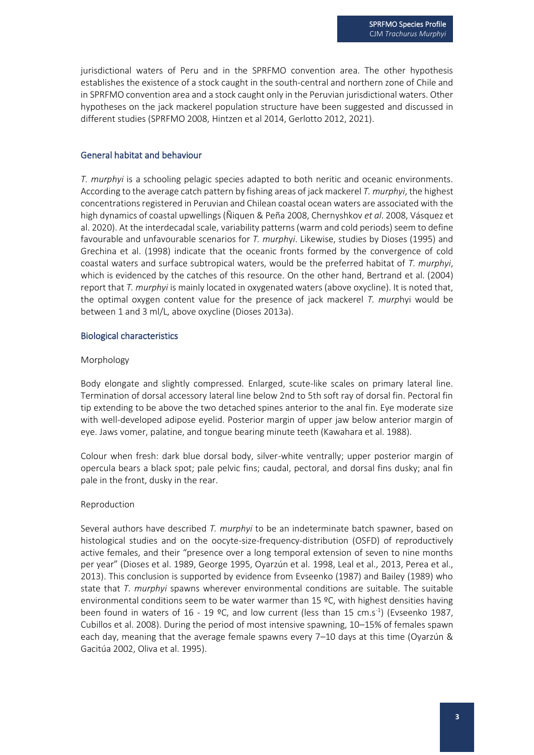jurisdictional waters of Peru and in the SPRFMO convention area. The other hypothesis establishes the existence of a stock caught in the south-central and northern zone of Chile and in SPRFMO convention area and a stock caught only in the Peruvian jurisdictional waters. Other hypotheses on the jack mackerel population structure have been suggested and discussed in different studies (SPRFMO 2008, Hintzen et al 2014, Gerlotto 2012, 2021).

## General habitat and behaviour

*T. murphyi* is a schooling pelagic species adapted to both neritic and oceanic environments. According to the average catch pattern by fishing areas of jack mackerel *T. murphyi*, the highest concentrations registered in Peruvian and Chilean coastal ocean waters are associated with the high dynamics of coastal upwellings (Ñiquen & Peña 2008, Chernyshkov *et al*. 2008, Vásquez et al. 2020). At the interdecadal scale, variability patterns (warm and cold periods) seem to define favourable and unfavourable scenarios for *T. murphyi*. Likewise, studies by Dioses (1995) and Grechina et al. (1998) indicate that the oceanic fronts formed by the convergence of cold coastal waters and surface subtropical waters, would be the preferred habitat of *T. murphyi*, which is evidenced by the catches of this resource. On the other hand, Bertrand et al. (2004) report that *T. murphyi* is mainly located in oxygenated waters (above oxycline). It is noted that, the optimal oxygen content value for the presence of jack mackerel *T. murphyi* would be between 1 and 3 ml/L, above oxycline (Dioses 2013a).

## Biological characteristics

### Morphology

Body elongate and slightly compressed. Enlarged, scute-like scales on primary lateral line. Termination of dorsal accessory lateral line below 2nd to 5th soft ray of dorsal fin. Pectoral fin tip extending to be above the two detached spines anterior to the anal fin. Eye moderate size with well-developed adipose eyelid. Posterior margin of upper jaw below anterior margin of eye. Jaws vomer, palatine, and tongue bearing minute teeth (Kawahara et al. 1988).

Colour when fresh: dark blue dorsal body, silver-white ventrally; upper posterior margin of opercula bears a black spot; pale pelvic fins; caudal, pectoral, and dorsal fins dusky; anal fin pale in the front, dusky in the rear.

### Reproduction

Several authors have described *T. murphyi* to be an indeterminate batch spawner, based on histological studies and on the oocyte-size-frequency-distribution (OSFD) of reproductively active females, and their "presence over a long temporal extension of seven to nine months per year" (Dioses et al. 1989, George 1995, Oyarzún et al. 1998, Leal et al., 2013, Perea et al., 2013). This conclusion is supported by evidence from Evseenko (1987) and Bailey (1989) who state that *T. murphyi* spawns wherever environmental conditions are suitable. The suitable environmental conditions seem to be water warmer than 15 ºC, with highest densities having been found in waters of 16 - 19 ºC, and low current (less than 15 cm.s$^{-1}$) (Evseenko 1987, Cubillos et al. 2008). During the period of most intensive spawning, 10–15% of females spawn each day, meaning that the average female spawns every 7–10 days at this time (Oyarzún & Gacitúa 2002, Oliva et al. 1995).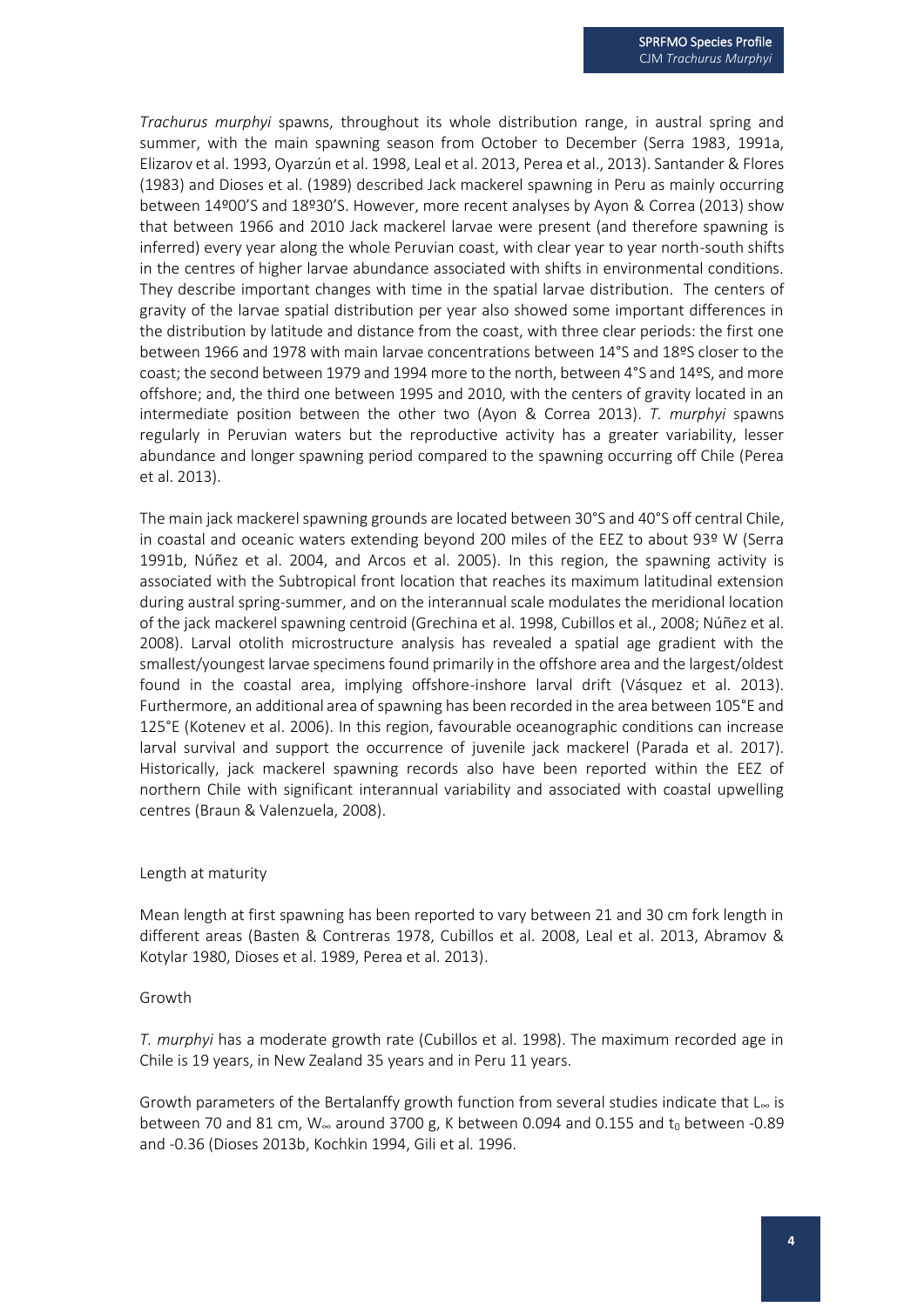*Trachurus murphyi* spawns, throughout its whole distribution range, in austral spring and summer, with the main spawning season from October to December (Serra 1983, 1991a, Elizarov et al. 1993, Oyarzún et al. 1998, Leal et al. 2013, Perea et al., 2013). Santander & Flores (1983) and Dioses et al. (1989) described Jack mackerel spawning in Peru as mainly occurring between 14º00'S and 18º30'S. However, more recent analyses by Ayon & Correa (2013) show that between 1966 and 2010 Jack mackerel larvae were present (and therefore spawning is inferred) every year along the whole Peruvian coast, with clear year to year north-south shifts in the centres of higher larvae abundance associated with shifts in environmental conditions. They describe important changes with time in the spatial larvae distribution. The centers of gravity of the larvae spatial distribution per year also showed some important differences in the distribution by latitude and distance from the coast, with three clear periods: the first one between 1966 and 1978 with main larvae concentrations between 14°S and 18ºS closer to the coast; the second between 1979 and 1994 more to the north, between 4°S and 14ºS, and more offshore; and, the third one between 1995 and 2010, with the centers of gravity located in an intermediate position between the other two (Ayon & Correa 2013). *T. murphyi* spawns regularly in Peruvian waters but the reproductive activity has a greater variability, lesser abundance and longer spawning period compared to the spawning occurring off Chile (Perea et al. 2013).

The main jack mackerel spawning grounds are located between 30°S and 40°S off central Chile, in coastal and oceanic waters extending beyond 200 miles of the EEZ to about 93º W (Serra 1991b, Núñez et al. 2004, and Arcos et al. 2005). In this region, the spawning activity is associated with the Subtropical front location that reaches its maximum latitudinal extension during austral spring-summer, and on the interannual scale modulates the meridional location of the jack mackerel spawning centroid (Grechina et al. 1998, Cubillos et al., 2008; Núñez et al. 2008). Larval otolith microstructure analysis has revealed a spatial age gradient with the smallest/youngest larvae specimens found primarily in the offshore area and the largest/oldest found in the coastal area, implying offshore-inshore larval drift (Vásquez et al. 2013). Furthermore, an additional area of spawning has been recorded in the area between 105°E and 125°E (Kotenev et al. 2006). In this region, favourable oceanographic conditions can increase larval survival and support the occurrence of juvenile jack mackerel (Parada et al. 2017). Historically, jack mackerel spawning records also have been reported within the EEZ of northern Chile with significant interannual variability and associated with coastal upwelling centres (Braun & Valenzuela, 2008).

Length at maturity

Mean length at first spawning has been reported to vary between 21 and 30 cm fork length in different areas (Basten & Contreras 1978, Cubillos et al. 2008, Leal et al. 2013, Abramov & Kotylar 1980, Dioses et al. 1989, Perea et al. 2013).

Growth

*T. murphyi* has a moderate growth rate (Cubillos et al. 1998). The maximum recorded age in Chile is 19 years, in New Zealand 35 years and in Peru 11 years.

Growth parameters of the Bertalanffy growth function from several studies indicate that $L_\infty$ is between 70 and 81 cm, $W_\infty$ around 3700 g, K between 0.094 and 0.155 and $t_0$ between -0.89 and -0.36 (Dioses 2013b, Kochkin 1994, Gili et al. 1996.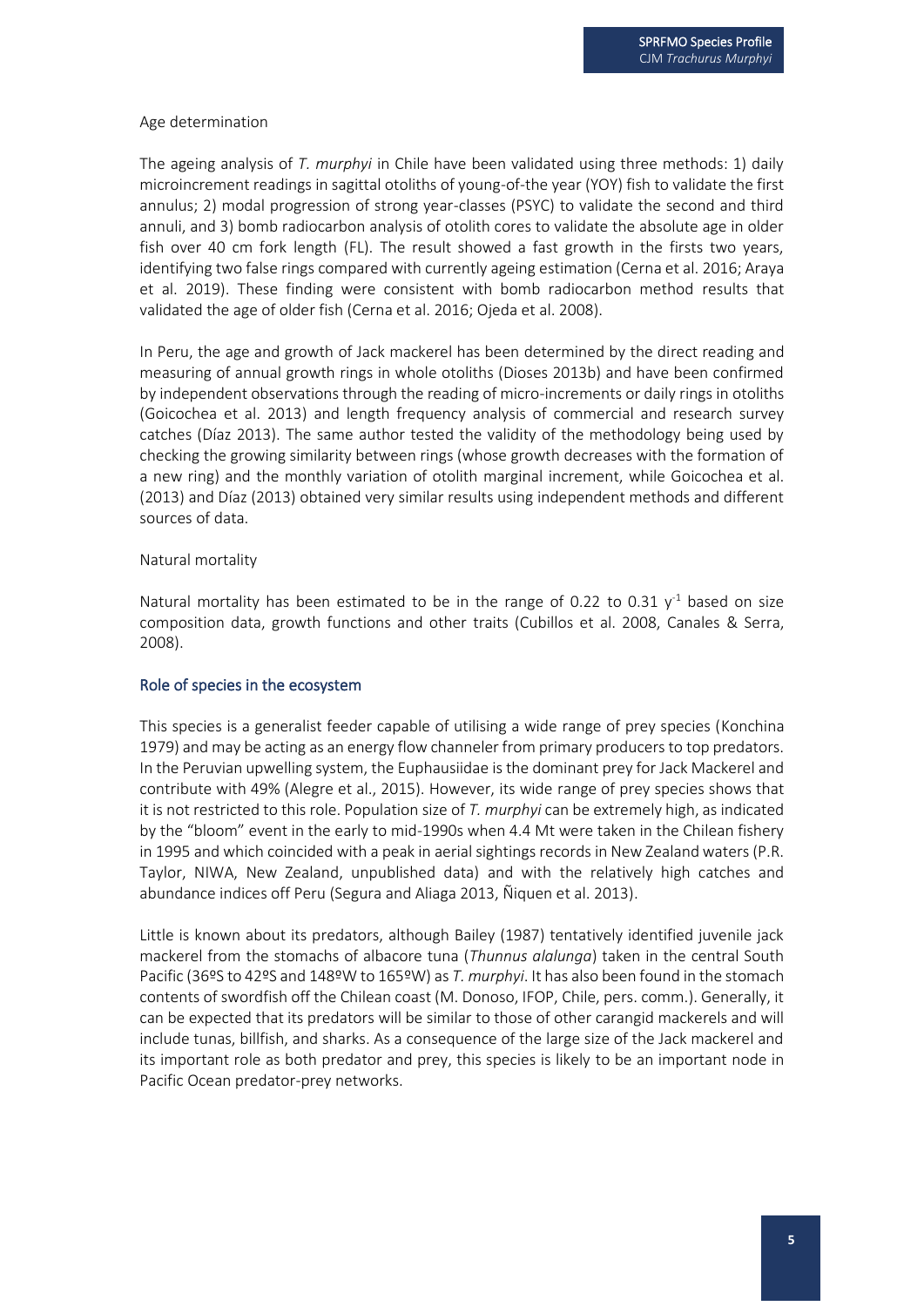Age determination

The ageing analysis of *T. murphyi* in Chile have been validated using three methods: 1) daily microincrement readings in sagittal otoliths of young-of-the year (YOY) fish to validate the first annulus; 2) modal progression of strong year-classes (PSYC) to validate the second and third annuli, and 3) bomb radiocarbon analysis of otolith cores to validate the absolute age in older fish over 40 cm fork length (FL). The result showed a fast growth in the firsts two years, identifying two false rings compared with currently ageing estimation (Cerna et al. 2016; Araya et al. 2019). These finding were consistent with bomb radiocarbon method results that validated the age of older fish (Cerna et al. 2016; Ojeda et al. 2008).

In Peru, the age and growth of Jack mackerel has been determined by the direct reading and measuring of annual growth rings in whole otoliths (Dioses 2013b) and have been confirmed by independent observations through the reading of micro-increments or daily rings in otoliths (Goicochea et al. 2013) and length frequency analysis of commercial and research survey catches (Díaz 2013). The same author tested the validity of the methodology being used by checking the growing similarity between rings (whose growth decreases with the formation of a new ring) and the monthly variation of otolith marginal increment, while Goicochea et al. (2013) and Díaz (2013) obtained very similar results using independent methods and different sources of data.

Natural mortality

Natural mortality has been estimated to be in the range of 0.22 to 0.31 $y^{-1}$ based on size composition data, growth functions and other traits (Cubillos et al. 2008, Canales & Serra, 2008).

## Role of species in the ecosystem

This species is a generalist feeder capable of utilising a wide range of prey species (Konchina 1979) and may be acting as an energy flow channeler from primary producers to top predators. In the Peruvian upwelling system, the Euphausiidae is the dominant prey for Jack Mackerel and contribute with 49% (Alegre et al., 2015). However, its wide range of prey species shows that it is not restricted to this role. Population size of *T. murphyi* can be extremely high, as indicated by the "bloom" event in the early to mid-1990s when 4.4 Mt were taken in the Chilean fishery in 1995 and which coincided with a peak in aerial sightings records in New Zealand waters (P.R. Taylor, NIWA, New Zealand, unpublished data) and with the relatively high catches and abundance indices off Peru (Segura and Aliaga 2013, Ñiquen et al. 2013).

Little is known about its predators, although Bailey (1987) tentatively identified juvenile jack mackerel from the stomachs of albacore tuna (*Thunnus alalunga*) taken in the central South Pacific (36ºS to 42ºS and 148ºW to 165ºW) as *T. murphyi*. It has also been found in the stomach contents of swordfish off the Chilean coast (M. Donoso, IFOP, Chile, pers. comm.). Generally, it can be expected that its predators will be similar to those of other carangid mackerels and will include tunas, billfish, and sharks. As a consequence of the large size of the Jack mackerel and its important role as both predator and prey, this species is likely to be an important node in Pacific Ocean predator-prey networks.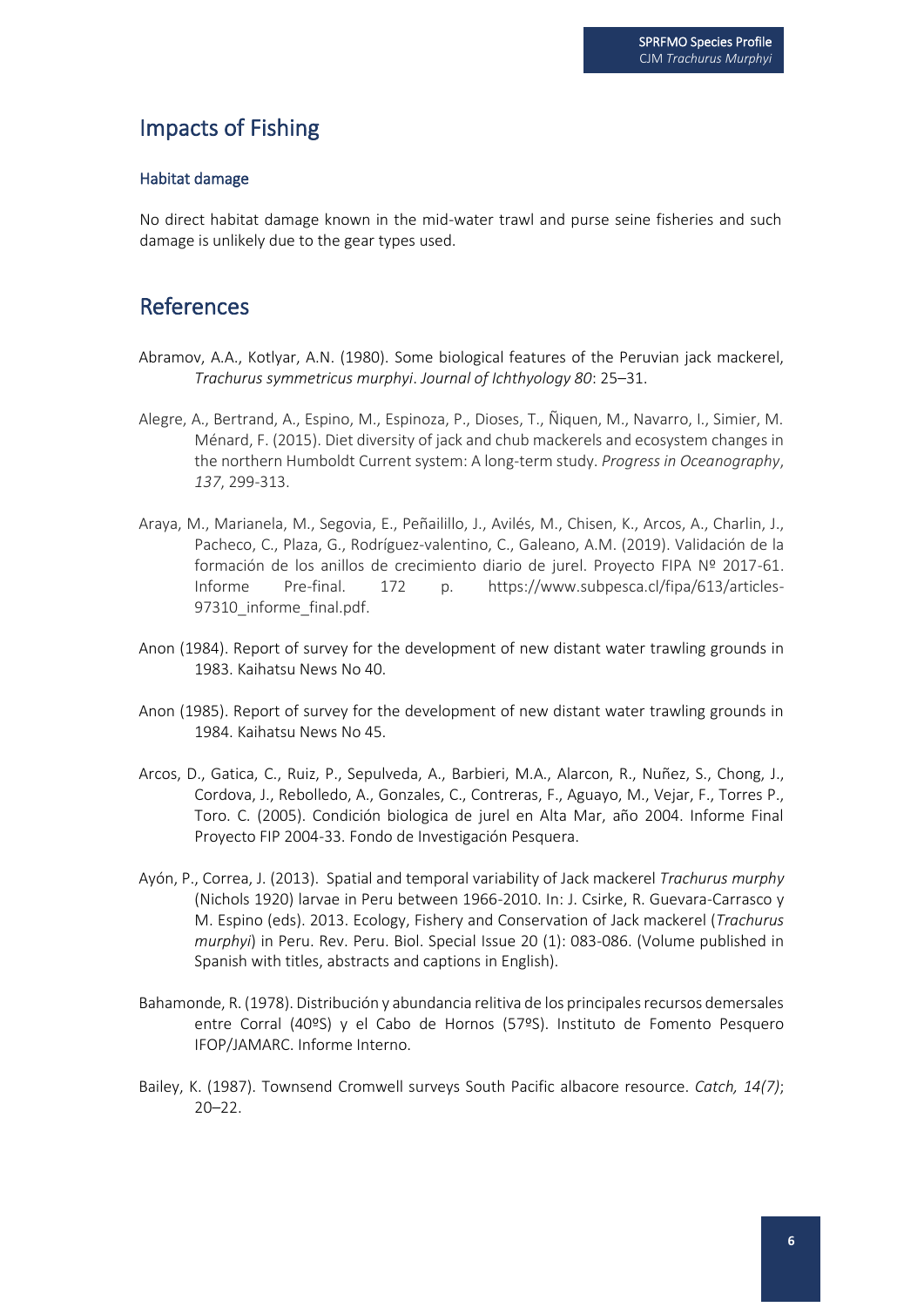## Impacts of Fishing

### Habitat damage

No direct habitat damage known in the mid-water trawl and purse seine fisheries and such damage is unlikely due to the gear types used.

## References

Abramov, A.A., Kotlyar, A.N. (1980). Some biological features of the Peruvian jack mackerel, *Trachurus symmetricus murphyi*. *Journal of Ichthyology 80*: 25–31.

Alegre, A., Bertrand, A., Espino, M., Espinoza, P., Dioses, T., Ñiquen, M., Navarro, I., Simier, M. Ménard, F. (2015). Diet diversity of jack and chub mackerels and ecosystem changes in the northern Humboldt Current system: A long-term study. *Progress in Oceanography*, *137*, 299-313.

Araya, M., Marianela, M., Segovia, E., Peñailillo, J., Avilés, M., Chisen, K., Arcos, A., Charlin, J., Pacheco, C., Plaza, G., Rodríguez-valentino, C., Galeano, A.M. (2019). Validación de la formación de los anillos de crecimiento diario de jurel. Proyecto FIPA Nº 2017-61. Informe Pre-final. 172 p. https://www.subpesca.cl/fipa/613/articles-97310_informe_final.pdf.

Anon (1984). Report of survey for the development of new distant water trawling grounds in 1983. Kaihatsu News No 40.

Anon (1985). Report of survey for the development of new distant water trawling grounds in 1984. Kaihatsu News No 45.

Arcos, D., Gatica, C., Ruiz, P., Sepulveda, A., Barbieri, M.A., Alarcon, R., Nuñez, S., Chong, J., Cordova, J., Rebolledo, A., Gonzales, C., Contreras, F., Aguayo, M., Vejar, F., Torres P., Toro. C. (2005). Condición biologica de jurel en Alta Mar, año 2004. Informe Final Proyecto FIP 2004-33. Fondo de Investigación Pesquera.

Ayón, P., Correa, J. (2013). Spatial and temporal variability of Jack mackerel *Trachurus murphy* (Nichols 1920) larvae in Peru between 1966-2010. In: J. Csirke, R. Guevara-Carrasco y M. Espino (eds). 2013. Ecology, Fishery and Conservation of Jack mackerel (*Trachurus murphyi*) in Peru. Rev. Peru. Biol. Special Issue 20 (1): 083-086. (Volume published in Spanish with titles, abstracts and captions in English).

Bahamonde, R. (1978). Distribución y abundancia relitiva de los principales recursos demersales entre Corral (40ºS) y el Cabo de Hornos (57ºS). Instituto de Fomento Pesquero IFOP/JAMARC. Informe Interno.

Bailey, K. (1987). Townsend Cromwell surveys South Pacific albacore resource. *Catch, 14(7)*; 20–22.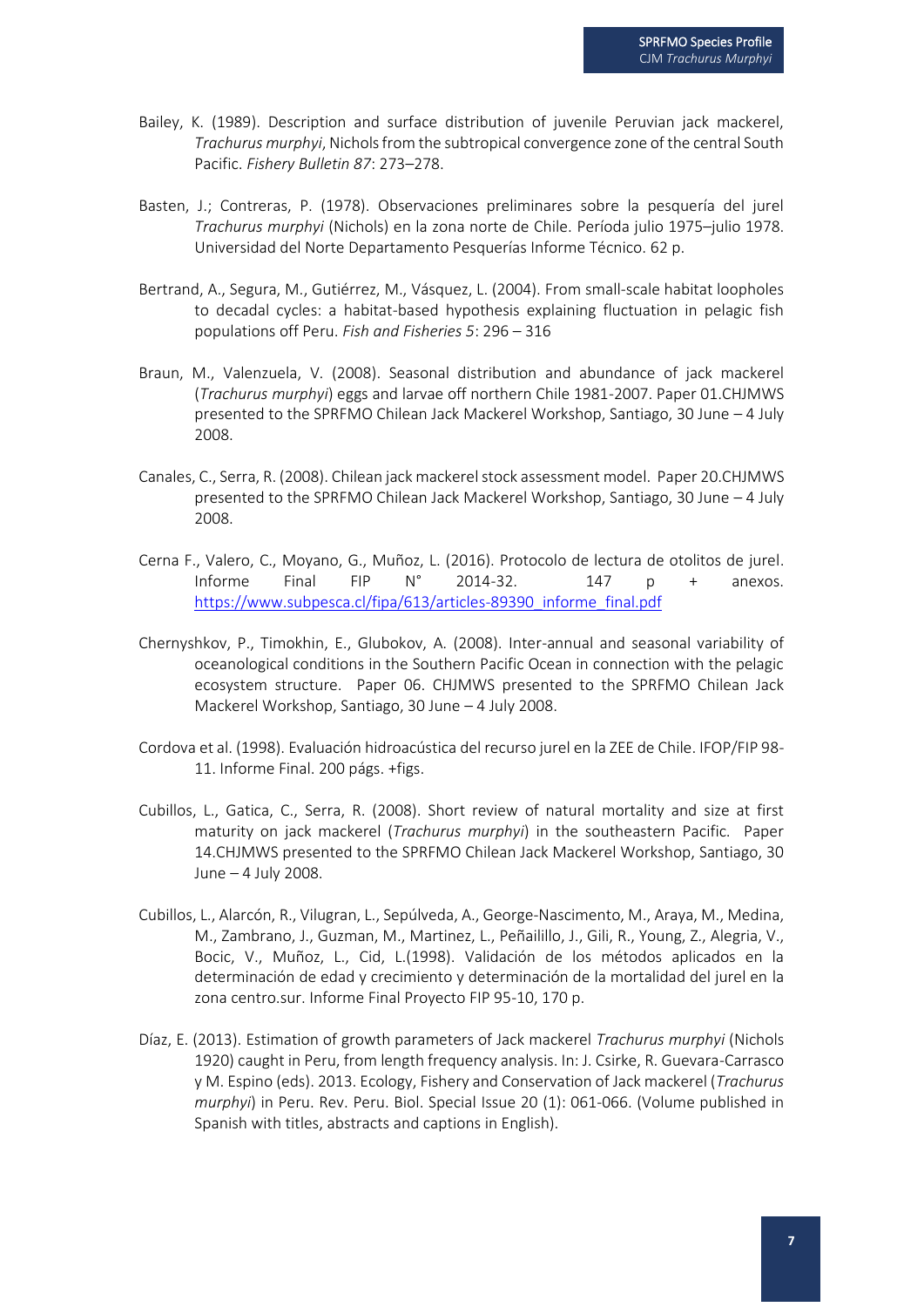Bailey, K. (1989). Description and surface distribution of juvenile Peruvian jack mackerel, *Trachurus murphyi*, Nichols from the subtropical convergence zone of the central South Pacific. *Fishery Bulletin 87*: 273–278.

Basten, J.; Contreras, P. (1978). Observaciones preliminares sobre la pesquería del jurel *Trachurus murphyi* (Nichols) en la zona norte de Chile. Períoda julio 1975–julio 1978. Universidad del Norte Departamento Pesquerías Informe Técnico. 62 p.

Bertrand, A., Segura, M., Gutiérrez, M., Vásquez, L. (2004). From small-scale habitat loopholes to decadal cycles: a habitat-based hypothesis explaining fluctuation in pelagic fish populations off Peru. *Fish and Fisheries 5*: 296 – 316

Braun, M., Valenzuela, V. (2008). Seasonal distribution and abundance of jack mackerel (*Trachurus murphyi*) eggs and larvae off northern Chile 1981-2007. Paper 01.CHJMWS presented to the SPRFMO Chilean Jack Mackerel Workshop, Santiago, 30 June – 4 July 2008.

Canales, C., Serra, R. (2008). Chilean jack mackerel stock assessment model. Paper 20.CHJMWS presented to the SPRFMO Chilean Jack Mackerel Workshop, Santiago, 30 June – 4 July 2008.

Cerna F., Valero, C., Moyano, G., Muñoz, L. (2016). Protocolo de lectura de otolitos de jurel. Informe Final FIP N° 2014-32. 147 p + anexos. [https://www.subpesca.cl/fipa/613/articles-89390_informe_final.pdf](https://www.subpesca.cl/fipa/613/articles-89390_informe_final.pdf)

Chernyshkov, P., Timokhin, E., Glubokov, A. (2008). Inter-annual and seasonal variability of oceanological conditions in the Southern Pacific Ocean in connection with the pelagic ecosystem structure. Paper 06. CHJMWS presented to the SPRFMO Chilean Jack Mackerel Workshop, Santiago, 30 June – 4 July 2008.

Cordova et al. (1998). Evaluación hidroacústica del recurso jurel en la ZEE de Chile. IFOP/FIP 98-11. Informe Final. 200 págs. +figs.

Cubillos, L., Gatica, C., Serra, R. (2008). Short review of natural mortality and size at first maturity on jack mackerel (*Trachurus murphyi*) in the southeastern Pacific. Paper 14.CHJMWS presented to the SPRFMO Chilean Jack Mackerel Workshop, Santiago, 30 June – 4 July 2008.

Cubillos, L., Alarcón, R., Vilugran, L., Sepúlveda, A., George-Nascimento, M., Araya, M., Medina, M., Zambrano, J., Guzman, M., Martinez, L., Peñailillo, J., Gili, R., Young, Z., Alegria, V., Bocic, V., Muñoz, L., Cid, L.(1998). Validación de los métodos aplicados en la determinación de edad y crecimiento y determinación de la mortalidad del jurel en la zona centro.sur. Informe Final Proyecto FIP 95-10, 170 p.

Díaz, E. (2013). Estimation of growth parameters of Jack mackerel *Trachurus murphyi* (Nichols 1920) caught in Peru, from length frequency analysis. In: J. Csirke, R. Guevara-Carrasco y M. Espino (eds). 2013. Ecology, Fishery and Conservation of Jack mackerel (*Trachurus murphyi*) in Peru. Rev. Peru. Biol. Special Issue 20 (1): 061-066. (Volume published in Spanish with titles, abstracts and captions in English).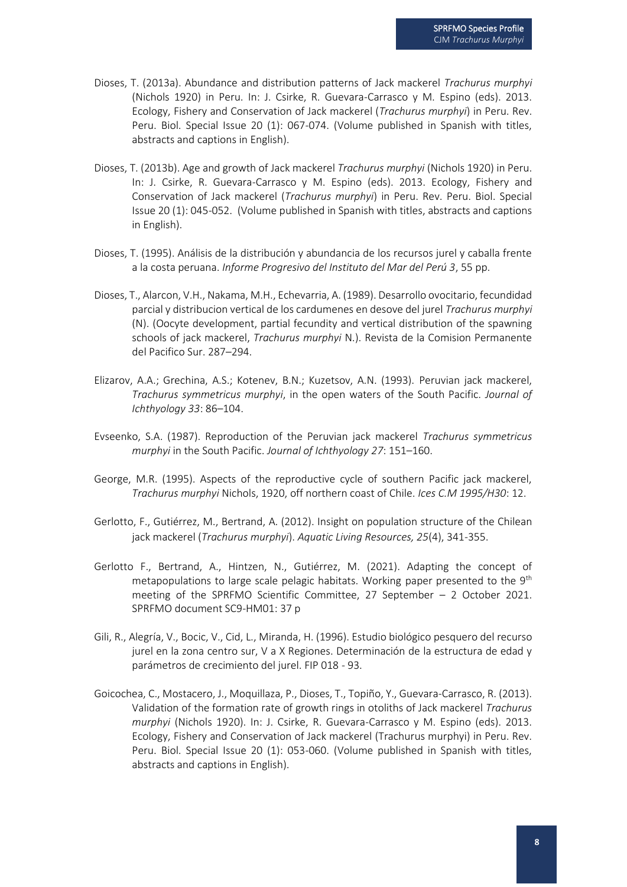Dioses, T. (2013a). Abundance and distribution patterns of Jack mackerel *Trachurus murphyi* (Nichols 1920) in Peru. In: J. Csirke, R. Guevara-Carrasco y M. Espino (eds). 2013. Ecology, Fishery and Conservation of Jack mackerel (*Trachurus murphyi*) in Peru. Rev. Peru. Biol. Special Issue 20 (1): 067-074. (Volume published in Spanish with titles, abstracts and captions in English).

Dioses, T. (2013b). Age and growth of Jack mackerel *Trachurus murphyi* (Nichols 1920) in Peru. In: J. Csirke, R. Guevara-Carrasco y M. Espino (eds). 2013. Ecology, Fishery and Conservation of Jack mackerel (*Trachurus murphyi*) in Peru. Rev. Peru. Biol. Special Issue 20 (1): 045-052. (Volume published in Spanish with titles, abstracts and captions in English).

Dioses, T. (1995). Análisis de la distribución y abundancia de los recursos jurel y caballa frente a la costa peruana. *Informe Progresivo del Instituto del Mar del Perú 3*, 55 pp.

Dioses, T., Alarcon, V.H., Nakama, M.H., Echevarria, A. (1989). Desarrollo ovocitario, fecundidad parcial y distribucion vertical de los cardumenes en desove del jurel *Trachurus murphyi* (N). (Oocyte development, partial fecundity and vertical distribution of the spawning schools of jack mackerel, *Trachurus murphyi* N.). Revista de la Comision Permanente del Pacifico Sur. 287–294.

Elizarov, A.A.; Grechina, A.S.; Kotenev, B.N.; Kuzetsov, A.N. (1993). Peruvian jack mackerel, *Trachurus symmetricus murphyi*, in the open waters of the South Pacific. *Journal of Ichthyology 33*: 86–104.

Evseenko, S.A. (1987). Reproduction of the Peruvian jack mackerel *Trachurus symmetricus murphyi* in the South Pacific. *Journal of Ichthyology 27*: 151–160.

George, M.R. (1995). Aspects of the reproductive cycle of southern Pacific jack mackerel, *Trachurus murphyi* Nichols, 1920, off northern coast of Chile. *Ices C.M 1995/H30*: 12.

Gerlotto, F., Gutiérrez, M., Bertrand, A. (2012). Insight on population structure of the Chilean jack mackerel (*Trachurus murphyi*). *Aquatic Living Resources, 25*(4), 341-355.

Gerlotto F., Bertrand, A., Hintzen, N., Gutiérrez, M. (2021). Adapting the concept of metapopulations to large scale pelagic habitats. Working paper presented to the 9th meeting of the SPRFMO Scientific Committee, 27 September – 2 October 2021. SPRFMO document SC9-HM01: 37 p

Gili, R., Alegría, V., Bocic, V., Cid, L., Miranda, H. (1996). Estudio biológico pesquero del recurso jurel en la zona centro sur, V a X Regiones. Determinación de la estructura de edad y parámetros de crecimiento del jurel. FIP 018 - 93.

Goicochea, C., Mostacero, J., Moquillaza, P., Dioses, T., Topiño, Y., Guevara-Carrasco, R. (2013). Validation of the formation rate of growth rings in otoliths of Jack mackerel *Trachurus murphyi* (Nichols 1920). In: J. Csirke, R. Guevara-Carrasco y M. Espino (eds). 2013. Ecology, Fishery and Conservation of Jack mackerel (Trachurus murphyi) in Peru. Rev. Peru. Biol. Special Issue 20 (1): 053-060. (Volume published in Spanish with titles, abstracts and captions in English).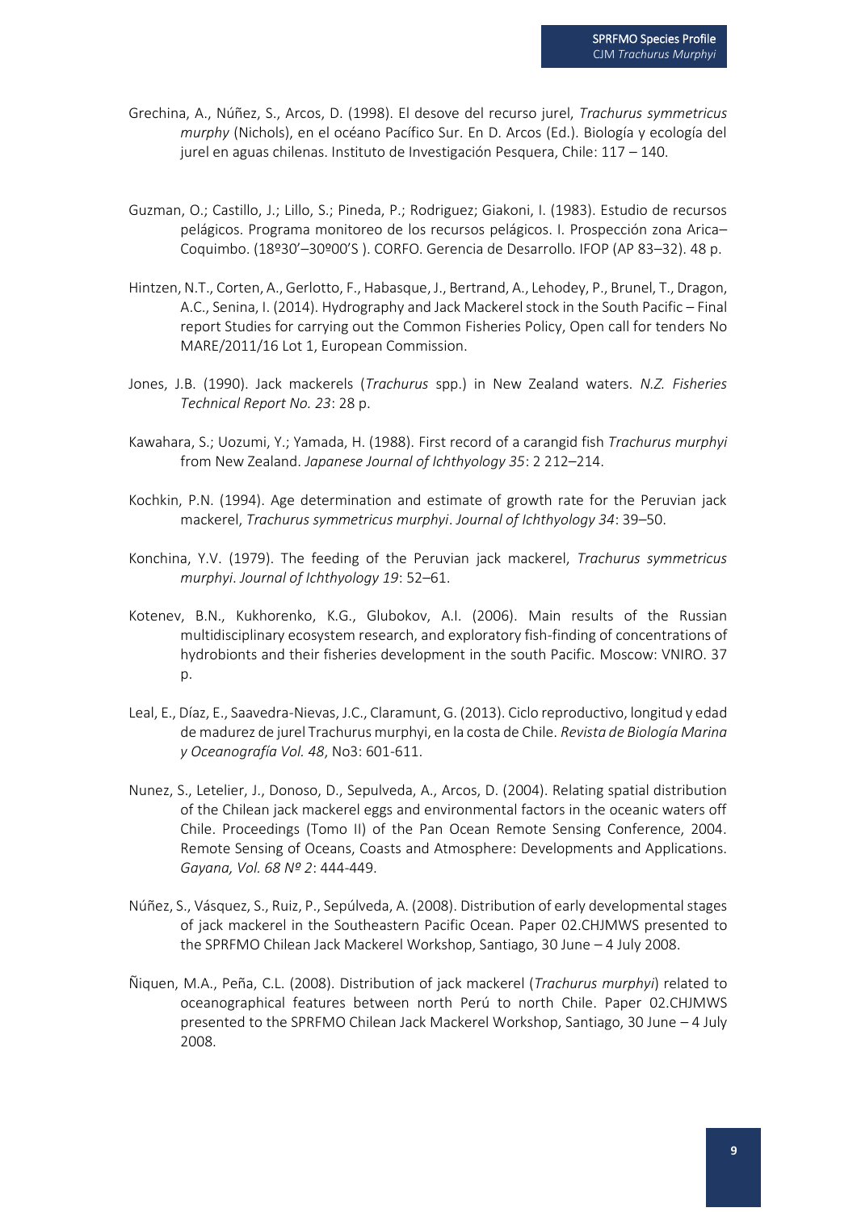Grechina, A., Núñez, S., Arcos, D. (1998). El desove del recurso jurel, *Trachurus symmetricus murphy* (Nichols), en el océano Pacífico Sur. En D. Arcos (Ed.). Biología y ecología del jurel en aguas chilenas. Instituto de Investigación Pesquera, Chile: 117 – 140.

Guzman, O.; Castillo, J.; Lillo, S.; Pineda, P.; Rodriguez; Giakoni, I. (1983). Estudio de recursos pelágicos. Programa monitoreo de los recursos pelágicos. I. Prospección zona Arica–Coquimbo. (18º30'–30º00'S ). CORFO. Gerencia de Desarrollo. IFOP (AP 83–32). 48 p.

Hintzen, N.T., Corten, A., Gerlotto, F., Habasque, J., Bertrand, A., Lehodey, P., Brunel, T., Dragon, A.C., Senina, I. (2014). Hydrography and Jack Mackerel stock in the South Pacific – Final report Studies for carrying out the Common Fisheries Policy, Open call for tenders No MARE/2011/16 Lot 1, European Commission.

Jones, J.B. (1990). Jack mackerels (*Trachurus* spp.) in New Zealand waters. *N.Z. Fisheries Technical Report No. 23*: 28 p.

Kawahara, S.; Uozumi, Y.; Yamada, H. (1988). First record of a carangid fish *Trachurus murphyi* from New Zealand. *Japanese Journal of Ichthyology 35*: 2 212–214.

Kochkin, P.N. (1994). Age determination and estimate of growth rate for the Peruvian jack mackerel, *Trachurus symmetricus murphyi*. *Journal of Ichthyology 34*: 39–50.

Konchina, Y.V. (1979). The feeding of the Peruvian jack mackerel, *Trachurus symmetricus murphyi*. *Journal of Ichthyology 19*: 52–61.

Kotenev, B.N., Kukhorenko, K.G., Glubokov, A.I. (2006). Main results of the Russian multidisciplinary ecosystem research, and exploratory fish-finding of concentrations of hydrobionts and their fisheries development in the south Pacific. Moscow: VNIRO. 37 p.

Leal, E., Díaz, E., Saavedra-Nievas, J.C., Claramunt, G. (2013). Ciclo reproductivo, longitud y edad de madurez de jurel Trachurus murphyi, en la costa de Chile. *Revista de Biología Marina y Oceanografía Vol. 48*, No3: 601-611.

Nunez, S., Letelier, J., Donoso, D., Sepulveda, A., Arcos, D. (2004). Relating spatial distribution of the Chilean jack mackerel eggs and environmental factors in the oceanic waters off Chile. Proceedings (Tomo II) of the Pan Ocean Remote Sensing Conference, 2004. Remote Sensing of Oceans, Coasts and Atmosphere: Developments and Applications. *Gayana, Vol. 68 Nº 2*: 444-449.

Núñez, S., Vásquez, S., Ruiz, P., Sepúlveda, A. (2008). Distribution of early developmental stages of jack mackerel in the Southeastern Pacific Ocean. Paper 02.CHJMWS presented to the SPRFMO Chilean Jack Mackerel Workshop, Santiago, 30 June – 4 July 2008.

Ñiquen, M.A., Peña, C.L. (2008). Distribution of jack mackerel (*Trachurus murphyi*) related to oceanographical features between north Perú to north Chile. Paper 02.CHJMWS presented to the SPRFMO Chilean Jack Mackerel Workshop, Santiago, 30 June – 4 July 2008.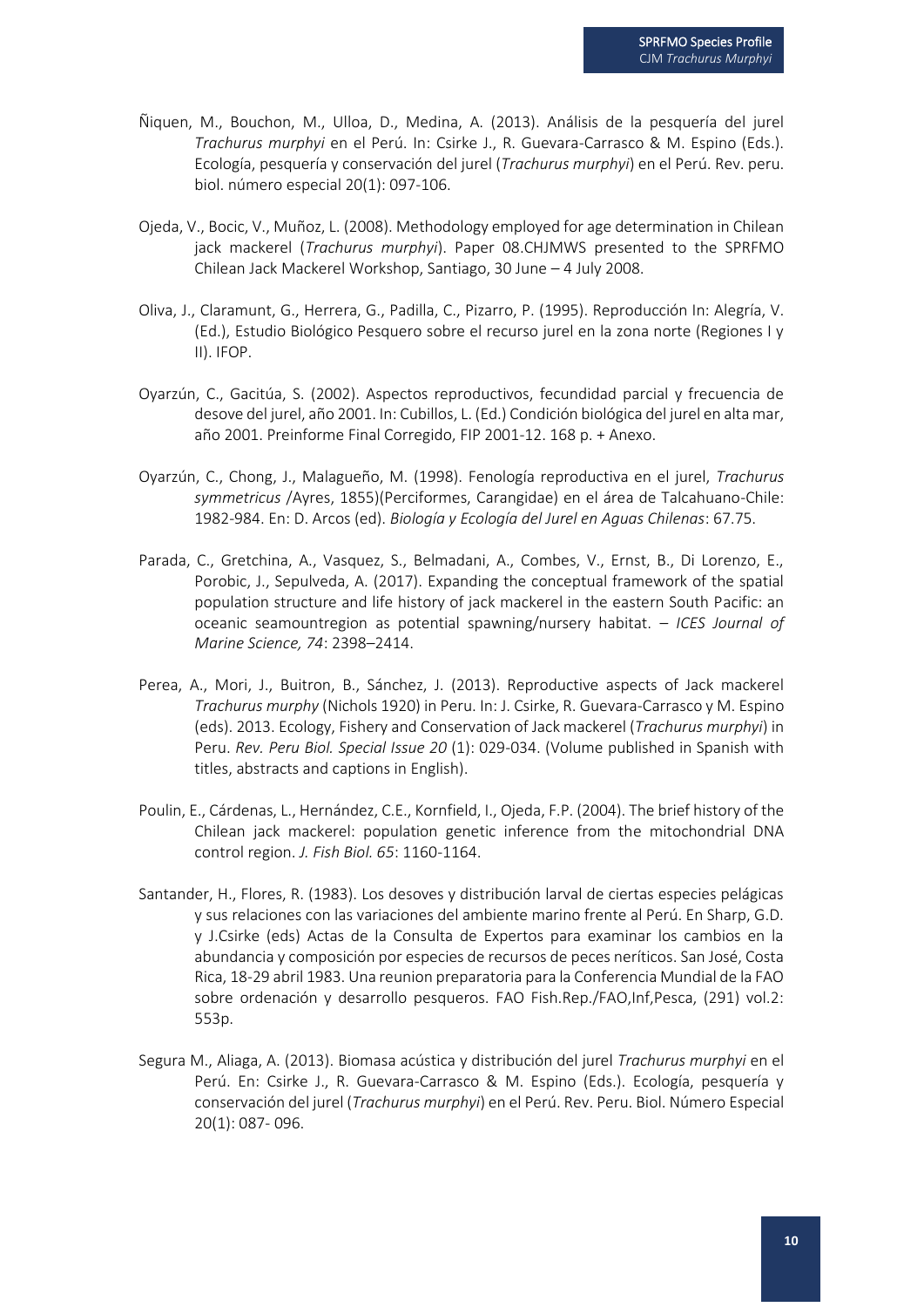Ñiquen, M., Bouchon, M., Ulloa, D., Medina, A. (2013). Análisis de la pesquería del jurel *Trachurus murphyi* en el Perú. In: Csirke J., R. Guevara-Carrasco & M. Espino (Eds.). Ecología, pesquería y conservación del jurel (*Trachurus murphyi*) en el Perú. Rev. peru. biol. número especial 20(1): 097-106.

Ojeda, V., Bocic, V., Muñoz, L. (2008). Methodology employed for age determination in Chilean jack mackerel (*Trachurus murphyi*). Paper 08.CHJMWS presented to the SPRFMO Chilean Jack Mackerel Workshop, Santiago, 30 June – 4 July 2008.

Oliva, J., Claramunt, G., Herrera, G., Padilla, C., Pizarro, P. (1995). Reproducción In: Alegría, V. (Ed.), Estudio Biológico Pesquero sobre el recurso jurel en la zona norte (Regiones I y II). IFOP.

Oyarzún, C., Gacitúa, S. (2002). Aspectos reproductivos, fecundidad parcial y frecuencia de desove del jurel, año 2001. In: Cubillos, L. (Ed.) Condición biológica del jurel en alta mar, año 2001. Preinforme Final Corregido, FIP 2001-12. 168 p. + Anexo.

Oyarzún, C., Chong, J., Malagueño, M. (1998). Fenología reproductiva en el jurel, *Trachurus symmetricus* /Ayres, 1855)(Perciformes, Carangidae) en el área de Talcahuano-Chile: 1982-984. En: D. Arcos (ed). *Biología y Ecología del Jurel en Aguas Chilenas*: 67.75.

Parada, C., Gretchina, A., Vasquez, S., Belmadani, A., Combes, V., Ernst, B., Di Lorenzo, E., Porobic, J., Sepulveda, A. (2017). Expanding the conceptual framework of the spatial population structure and life history of jack mackerel in the eastern South Pacific: an oceanic seamountregion as potential spawning/nursery habitat. – *ICES Journal of Marine Science, 74*: 2398–2414.

Perea, A., Mori, J., Buitron, B., Sánchez, J. (2013). Reproductive aspects of Jack mackerel *Trachurus murphy* (Nichols 1920) in Peru. In: J. Csirke, R. Guevara-Carrasco y M. Espino (eds). 2013. Ecology, Fishery and Conservation of Jack mackerel (*Trachurus murphyi*) in Peru. *Rev. Peru Biol. Special Issue 20* (1): 029-034. (Volume published in Spanish with titles, abstracts and captions in English).

Poulin, E., Cárdenas, L., Hernández, C.E., Kornfield, I., Ojeda, F.P. (2004). The brief history of the Chilean jack mackerel: population genetic inference from the mitochondrial DNA control region. *J. Fish Biol. 65*: 1160-1164.

Santander, H., Flores, R. (1983). Los desoves y distribución larval de ciertas especies pelágicas y sus relaciones con las variaciones del ambiente marino frente al Perú. En Sharp, G.D. y J.Csirke (eds) Actas de la Consulta de Expertos para examinar los cambios en la abundancia y composición por especies de recursos de peces neríticos. San José, Costa Rica, 18-29 abril 1983. Una reunion preparatoria para la Conferencia Mundial de la FAO sobre ordenación y desarrollo pesqueros. FAO Fish.Rep./FAO,Inf,Pesca, (291) vol.2: 553p.

Segura M., Aliaga, A. (2013). Biomasa acústica y distribución del jurel *Trachurus murphyi* en el Perú. En: Csirke J., R. Guevara-Carrasco & M. Espino (Eds.). Ecología, pesquería y conservación del jurel (*Trachurus murphyi*) en el Perú. Rev. Peru. Biol. Número Especial 20(1): 087- 096.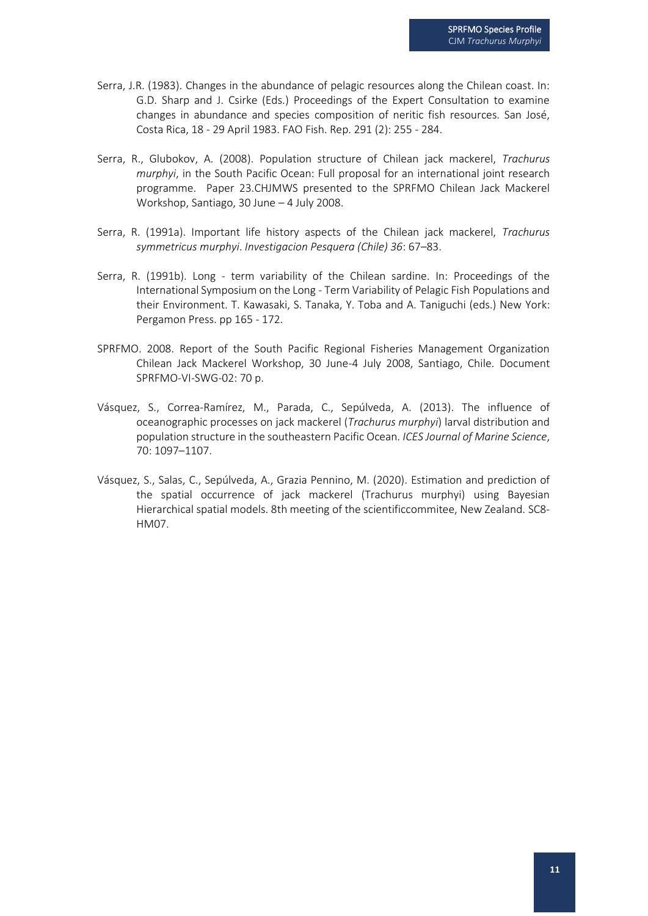Serra, J.R. (1983). Changes in the abundance of pelagic resources along the Chilean coast. In: G.D. Sharp and J. Csirke (Eds.) Proceedings of the Expert Consultation to examine changes in abundance and species composition of neritic fish resources. San José, Costa Rica, 18 - 29 April 1983. FAO Fish. Rep. 291 (2): 255 - 284.

Serra, R., Glubokov, A. (2008). Population structure of Chilean jack mackerel, *Trachurus murphyi*, in the South Pacific Ocean: Full proposal for an international joint research programme. Paper 23.CHJMWS presented to the SPRFMO Chilean Jack Mackerel Workshop, Santiago, 30 June – 4 July 2008.

Serra, R. (1991a). Important life history aspects of the Chilean jack mackerel, *Trachurus symmetricus murphyi*. *Investigacion Pesquera (Chile) 36*: 67–83.

Serra, R. (1991b). Long - term variability of the Chilean sardine. In: Proceedings of the International Symposium on the Long - Term Variability of Pelagic Fish Populations and their Environment. T. Kawasaki, S. Tanaka, Y. Toba and A. Taniguchi (eds.) New York: Pergamon Press. pp 165 - 172.

SPRFMO. 2008. Report of the South Pacific Regional Fisheries Management Organization Chilean Jack Mackerel Workshop, 30 June-4 July 2008, Santiago, Chile. Document SPRFMO-VI-SWG-02: 70 p.

Vásquez, S., Correa-Ramírez, M., Parada, C., Sepúlveda, A. (2013). The influence of oceanographic processes on jack mackerel (*Trachurus murphyi*) larval distribution and population structure in the southeastern Pacific Ocean. *ICES Journal of Marine Science*, 70: 1097–1107.

Vásquez, S., Salas, C., Sepúlveda, A., Grazia Pennino, M. (2020). Estimation and prediction of the spatial occurrence of jack mackerel (Trachurus murphyi) using Bayesian Hierarchical spatial models. 8th meeting of the scientificcommitee, New Zealand. SC8-HM07.